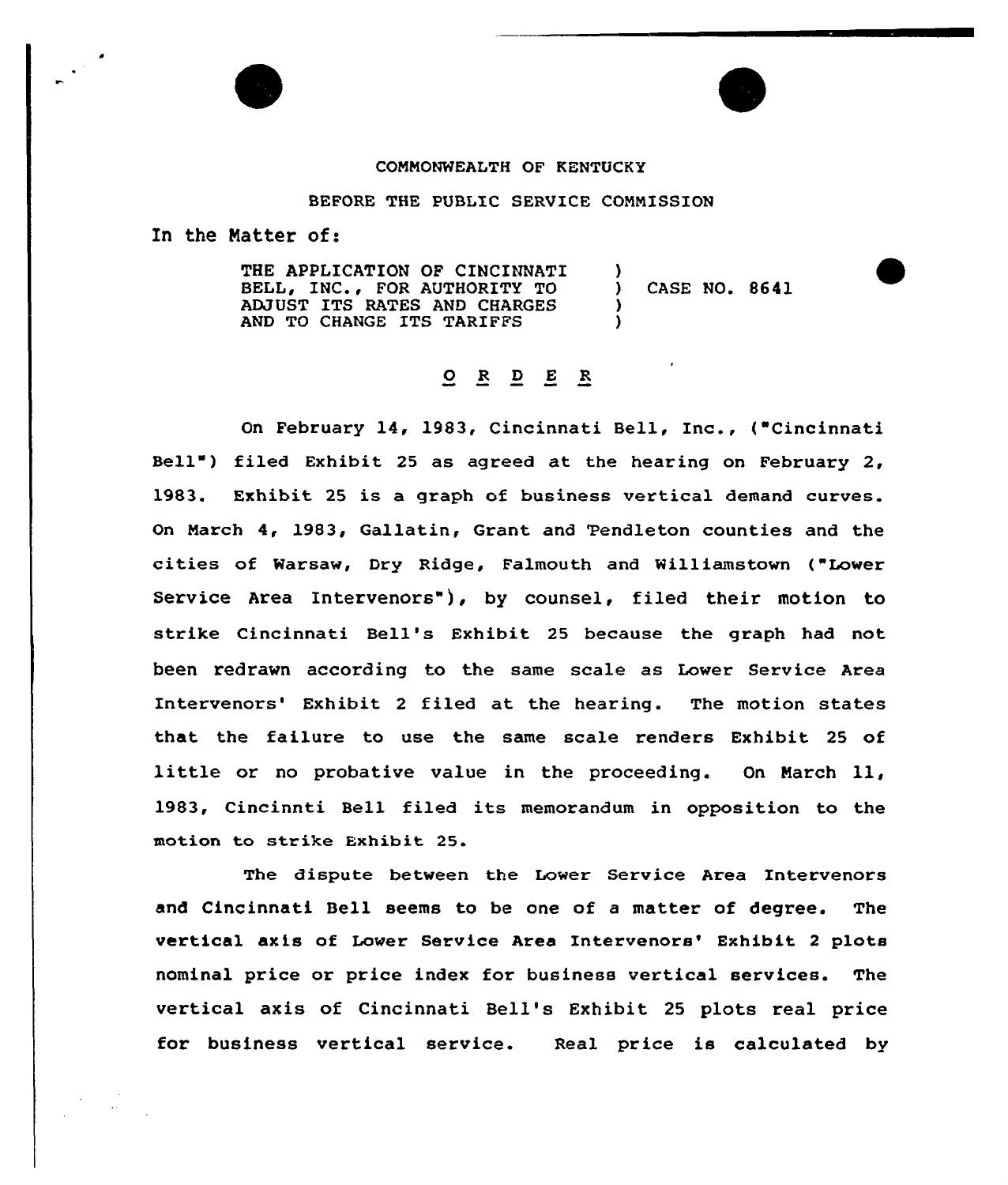COMMONWEALTH OF KENTUCKY

BEFORE THE PUBLIC SERVICE COMMISSION

In the Matter of:

THE APPLICATION OF CINCINNATI BELL, INC., FOR AUTHORITY TO ADJUST ITS RATES AND CHARGES AND TO CHANGE ITS TARIFFS ) CASE NO. 8641

# O R D E R

On February 14, 1983, Cincinnati Bell, Inc., ("Cincinnati Bell") filed Exhibit 25 as agreed at the hearing on February 2, 1983. Exhibit 25 is a graph of business vertical demand curves. On March 4, 1983, Gallatin, Grant and Pendleton counties and the cities of Warsaw, Dry Ridge, Falmouth and Williamstown ("Lower Service Area Intervenors"), by counsel, filed their motion to strike Cincinnati Bell's Exhibit 25 because the graph had not been redrawn according to the same scale as Lower Service Area Intervenors' Exhibit 2 filed at the hearing. The motion states that the failure to use the same scale renders Exhibit 25 of little or no probative value in the proceeding. On March 11, 1983, Cincinnti Bell filed its memorandum in opposition to the motion to strike Exhibit 25.

The dispute between the Lower Service Area Intervenors and Cincinnati Bell seems to be one of a matter of degree. The vertical axis of Lower Service Area Intervenors' Exhibit 2 plots nominal price or price index for business vertical services. The vertical axis of Cincinnati Bell's Exhibit 25 plots real price for business vertical service. Real price is calculated by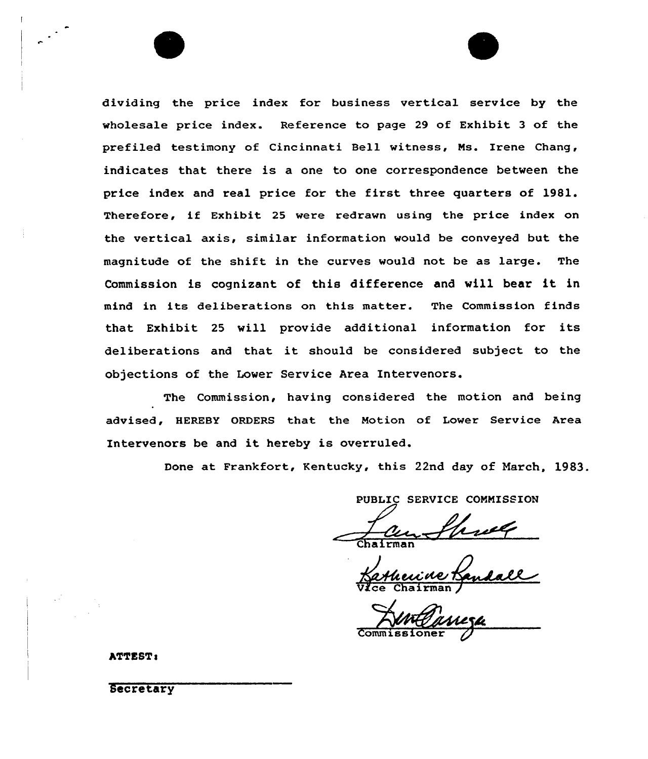dividing the price index for business vertical service by the wholesale price index. Reference to page 29 of Exhibit 3 of the prefiled testimony of Cincinnati Bell witness, Ms. Irene Chang, indicates that there is a one to one correspondence between the price index and real price for the first three quarters of 1981. Therefore, if Exhibit 25 were redrawn using the price index on the vertical axis, similar information would be conveyed but the magnitude of the shift in the curves would not be as large. The Commission is cognizant of this difference and will bear it in mind in its deliberations on this matter. The Commission finds that Exhibit 25 will provide additional information for its deliberations and that it should be considered subject to the objections of the Lower Service Area Intervenors.

The Commission, having considered the motion and being advised, HEREBY ORDERS that the Motion of Lower Service Area Intervenors be and it hereby is overruled.

Done at Frankfort, Kentucky, this 22nd day of March, 1983.

PUBLIC SERVICE COMMISSION

Chairman

Vice Chairman

Commissioner

ATTEST:

Secretary